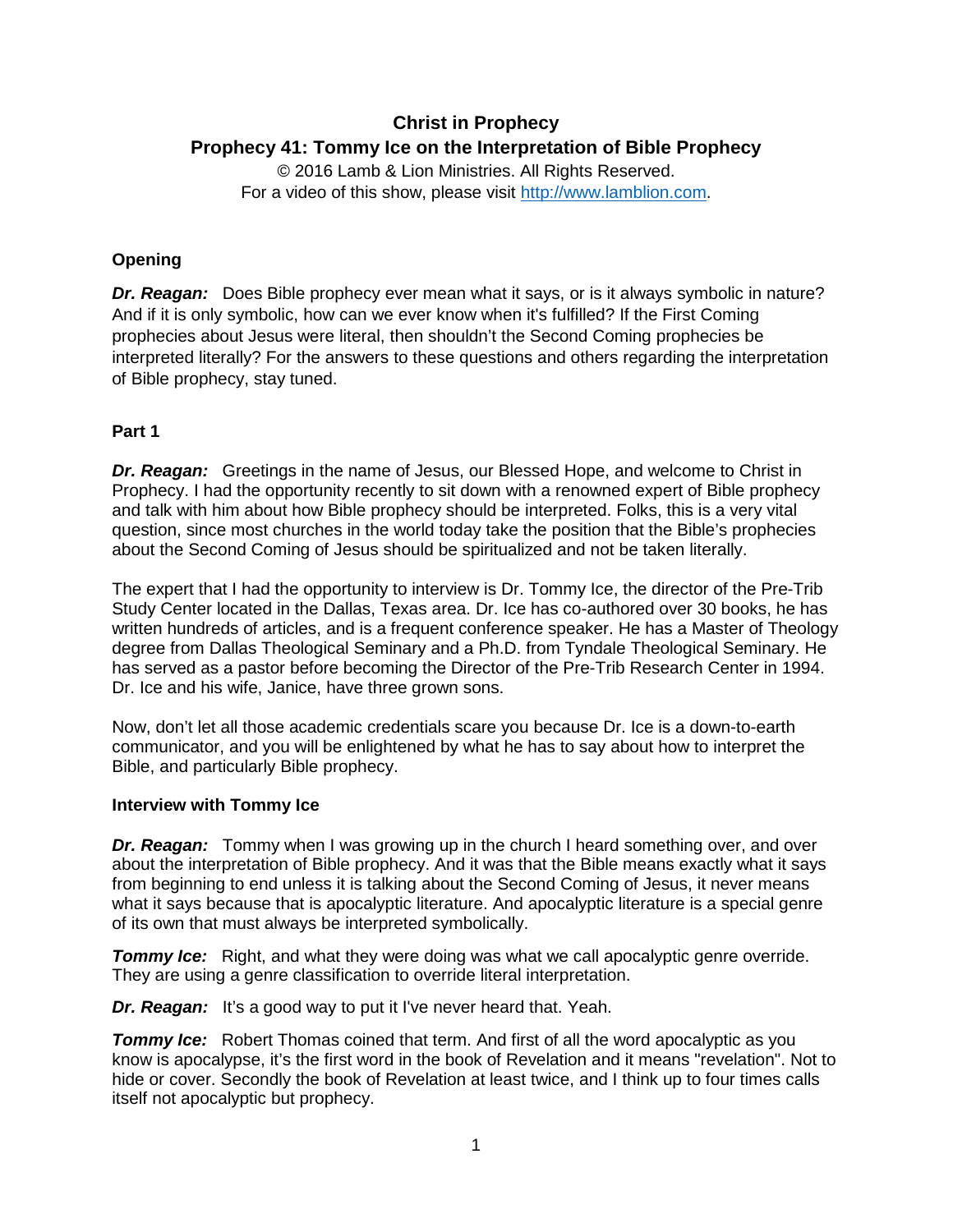# Christ in Prophecy

## Prophecy 41: Tommy Ice on the Interpretation of Bible Prophecy

© 2016 Lamb & Lion Ministries. All Rights Reserved.
For a video of this show, please visit http://www.lamblion.com.

### Opening

***Dr. Reagan:*** Does Bible prophecy ever mean what it says, or is it always symbolic in nature? And if it is only symbolic, how can we ever know when it's fulfilled? If the First Coming prophecies about Jesus were literal, then shouldn't the Second Coming prophecies be interpreted literally? For the answers to these questions and others regarding the interpretation of Bible prophecy, stay tuned.

### Part 1

***Dr. Reagan:*** Greetings in the name of Jesus, our Blessed Hope, and welcome to Christ in Prophecy. I had the opportunity recently to sit down with a renowned expert of Bible prophecy and talk with him about how Bible prophecy should be interpreted. Folks, this is a very vital question, since most churches in the world today take the position that the Bible's prophecies about the Second Coming of Jesus should be spiritualized and not be taken literally.

The expert that I had the opportunity to interview is Dr. Tommy Ice, the director of the Pre-Trib Study Center located in the Dallas, Texas area. Dr. Ice has co-authored over 30 books, he has written hundreds of articles, and is a frequent conference speaker. He has a Master of Theology degree from Dallas Theological Seminary and a Ph.D. from Tyndale Theological Seminary. He has served as a pastor before becoming the Director of the Pre-Trib Research Center in 1994. Dr. Ice and his wife, Janice, have three grown sons.

Now, don't let all those academic credentials scare you because Dr. Ice is a down-to-earth communicator, and you will be enlightened by what he has to say about how to interpret the Bible, and particularly Bible prophecy.

### Interview with Tommy Ice

***Dr. Reagan:*** Tommy when I was growing up in the church I heard something over, and over about the interpretation of Bible prophecy. And it was that the Bible means exactly what it says from beginning to end unless it is talking about the Second Coming of Jesus, it never means what it says because that is apocalyptic literature. And apocalyptic literature is a special genre of its own that must always be interpreted symbolically.

***Tommy Ice:*** Right, and what they were doing was what we call apocalyptic genre override. They are using a genre classification to override literal interpretation.

***Dr. Reagan:*** It's a good way to put it I've never heard that. Yeah.

***Tommy Ice:*** Robert Thomas coined that term. And first of all the word apocalyptic as you know is apocalypse, it's the first word in the book of Revelation and it means "revelation". Not to hide or cover. Secondly the book of Revelation at least twice, and I think up to four times calls itself not apocalyptic but prophecy.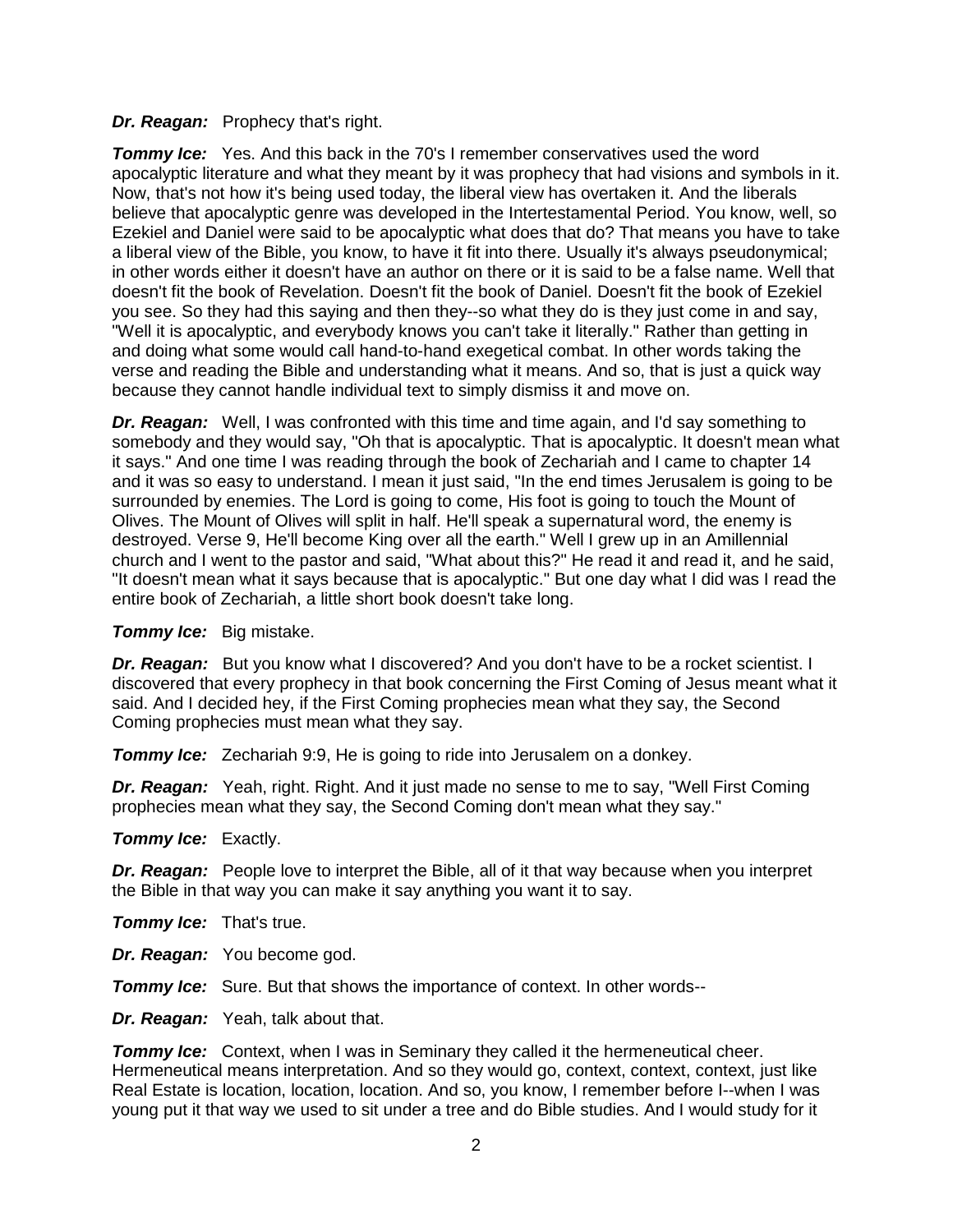***Dr. Reagan:*** Prophecy that's right.

***Tommy Ice:*** Yes. And this back in the 70's I remember conservatives used the word apocalyptic literature and what they meant by it was prophecy that had visions and symbols in it. Now, that's not how it's being used today, the liberal view has overtaken it. And the liberals believe that apocalyptic genre was developed in the Intertestamental Period. You know, well, so Ezekiel and Daniel were said to be apocalyptic what does that do? That means you have to take a liberal view of the Bible, you know, to have it fit into there. Usually it's always pseudonymical; in other words either it doesn't have an author on there or it is said to be a false name. Well that doesn't fit the book of Revelation. Doesn't fit the book of Daniel. Doesn't fit the book of Ezekiel you see. So they had this saying and then they--so what they do is they just come in and say, "Well it is apocalyptic, and everybody knows you can't take it literally." Rather than getting in and doing what some would call hand-to-hand exegetical combat. In other words taking the verse and reading the Bible and understanding what it means. And so, that is just a quick way because they cannot handle individual text to simply dismiss it and move on.

***Dr. Reagan:*** Well, I was confronted with this time and time again, and I'd say something to somebody and they would say, "Oh that is apocalyptic. That is apocalyptic. It doesn't mean what it says." And one time I was reading through the book of Zechariah and I came to chapter 14 and it was so easy to understand. I mean it just said, "In the end times Jerusalem is going to be surrounded by enemies. The Lord is going to come, His foot is going to touch the Mount of Olives. The Mount of Olives will split in half. He'll speak a supernatural word, the enemy is destroyed. Verse 9, He'll become King over all the earth." Well I grew up in an Amillennial church and I went to the pastor and said, "What about this?" He read it and read it, and he said, "It doesn't mean what it says because that is apocalyptic." But one day what I did was I read the entire book of Zechariah, a little short book doesn't take long.

***Tommy Ice:*** Big mistake.

***Dr. Reagan:*** But you know what I discovered? And you don't have to be a rocket scientist. I discovered that every prophecy in that book concerning the First Coming of Jesus meant what it said. And I decided hey, if the First Coming prophecies mean what they say, the Second Coming prophecies must mean what they say.

***Tommy Ice:*** Zechariah 9:9, He is going to ride into Jerusalem on a donkey.

***Dr. Reagan:*** Yeah, right. Right. And it just made no sense to me to say, "Well First Coming prophecies mean what they say, the Second Coming don't mean what they say."

***Tommy Ice:*** Exactly.

***Dr. Reagan:*** People love to interpret the Bible, all of it that way because when you interpret the Bible in that way you can make it say anything you want it to say.

***Tommy Ice:*** That's true.

***Dr. Reagan:*** You become god.

***Tommy Ice:*** Sure. But that shows the importance of context. In other words--

***Dr. Reagan:*** Yeah, talk about that.

***Tommy Ice:*** Context, when I was in Seminary they called it the hermeneutical cheer. Hermeneutical means interpretation. And so they would go, context, context, context, just like Real Estate is location, location, location. And so, you know, I remember before I--when I was young put it that way we used to sit under a tree and do Bible studies. And I would study for it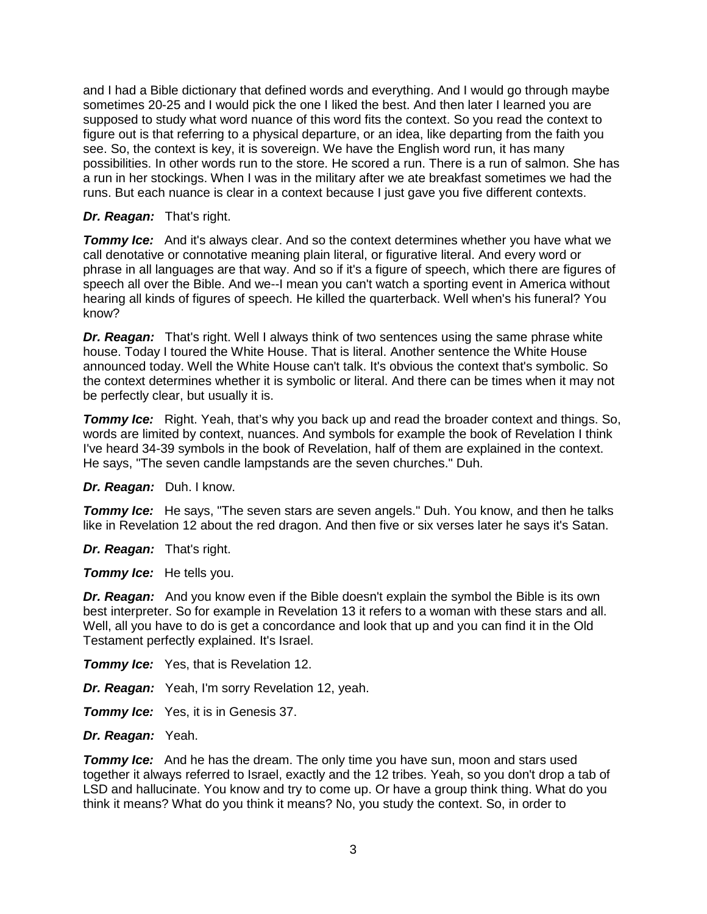and I had a Bible dictionary that defined words and everything. And I would go through maybe sometimes 20-25 and I would pick the one I liked the best. And then later I learned you are supposed to study what word nuance of this word fits the context. So you read the context to figure out is that referring to a physical departure, or an idea, like departing from the faith you see. So, the context is key, it is sovereign. We have the English word run, it has many possibilities. In other words run to the store. He scored a run. There is a run of salmon. She has a run in her stockings. When I was in the military after we ate breakfast sometimes we had the runs. But each nuance is clear in a context because I just gave you five different contexts.

***Dr. Reagan:*** That's right.

***Tommy Ice:*** And it's always clear. And so the context determines whether you have what we call denotative or connotative meaning plain literal, or figurative literal. And every word or phrase in all languages are that way. And so if it's a figure of speech, which there are figures of speech all over the Bible. And we--I mean you can't watch a sporting event in America without hearing all kinds of figures of speech. He killed the quarterback. Well when's his funeral? You know?

***Dr. Reagan:*** That's right. Well I always think of two sentences using the same phrase white house. Today I toured the White House. That is literal. Another sentence the White House announced today. Well the White House can't talk. It's obvious the context that's symbolic. So the context determines whether it is symbolic or literal. And there can be times when it may not be perfectly clear, but usually it is.

***Tommy Ice:*** Right. Yeah, that's why you back up and read the broader context and things. So, words are limited by context, nuances. And symbols for example the book of Revelation I think I've heard 34-39 symbols in the book of Revelation, half of them are explained in the context. He says, "The seven candle lampstands are the seven churches." Duh.

***Dr. Reagan:*** Duh. I know.

***Tommy Ice:*** He says, "The seven stars are seven angels." Duh. You know, and then he talks like in Revelation 12 about the red dragon. And then five or six verses later he says it's Satan.

***Dr. Reagan:*** That's right.

***Tommy Ice:*** He tells you.

***Dr. Reagan:*** And you know even if the Bible doesn't explain the symbol the Bible is its own best interpreter. So for example in Revelation 13 it refers to a woman with these stars and all. Well, all you have to do is get a concordance and look that up and you can find it in the Old Testament perfectly explained. It's Israel.

***Tommy Ice:*** Yes, that is Revelation 12.

***Dr. Reagan:*** Yeah, I'm sorry Revelation 12, yeah.

***Tommy Ice:*** Yes, it is in Genesis 37.

***Dr. Reagan:*** Yeah.

***Tommy Ice:*** And he has the dream. The only time you have sun, moon and stars used together it always referred to Israel, exactly and the 12 tribes. Yeah, so you don't drop a tab of LSD and hallucinate. You know and try to come up. Or have a group think thing. What do you think it means? What do you think it means? No, you study the context. So, in order to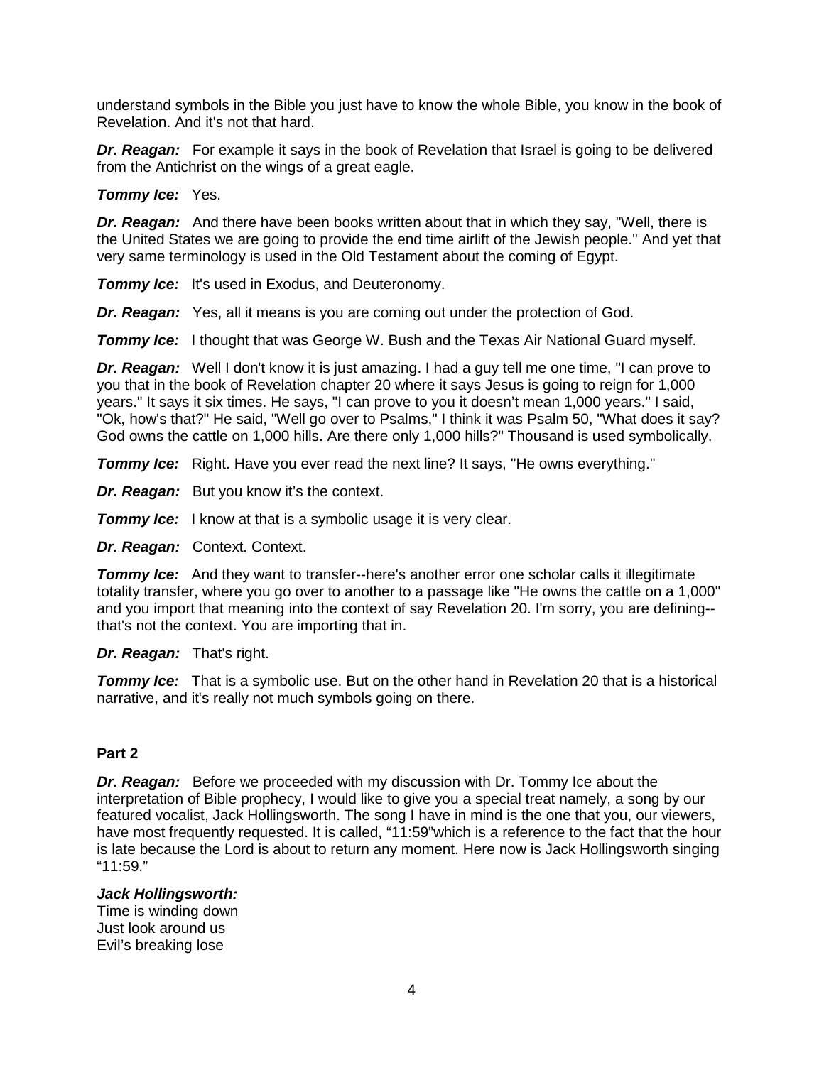understand symbols in the Bible you just have to know the whole Bible, you know in the book of Revelation. And it's not that hard.

***Dr. Reagan:*** For example it says in the book of Revelation that Israel is going to be delivered from the Antichrist on the wings of a great eagle.

***Tommy Ice:*** Yes.

***Dr. Reagan:*** And there have been books written about that in which they say, "Well, there is the United States we are going to provide the end time airlift of the Jewish people." And yet that very same terminology is used in the Old Testament about the coming of Egypt.

***Tommy Ice:*** It's used in Exodus, and Deuteronomy.

***Dr. Reagan:*** Yes, all it means is you are coming out under the protection of God.

***Tommy Ice:*** I thought that was George W. Bush and the Texas Air National Guard myself.

***Dr. Reagan:*** Well I don't know it is just amazing. I had a guy tell me one time, "I can prove to you that in the book of Revelation chapter 20 where it says Jesus is going to reign for 1,000 years." It says it six times. He says, "I can prove to you it doesn't mean 1,000 years." I said, "Ok, how's that?" He said, "Well go over to Psalms," I think it was Psalm 50, "What does it say? God owns the cattle on 1,000 hills. Are there only 1,000 hills?" Thousand is used symbolically.

***Tommy Ice:*** Right. Have you ever read the next line? It says, "He owns everything."

***Dr. Reagan:*** But you know it's the context.

***Tommy Ice:*** I know at that is a symbolic usage it is very clear.

***Dr. Reagan:*** Context. Context.

***Tommy Ice:*** And they want to transfer--here's another error one scholar calls it illegitimate totality transfer, where you go over to another to a passage like "He owns the cattle on a 1,000" and you import that meaning into the context of say Revelation 20. I'm sorry, you are defining--that's not the context. You are importing that in.

***Dr. Reagan:*** That's right.

***Tommy Ice:*** That is a symbolic use. But on the other hand in Revelation 20 that is a historical narrative, and it's really not much symbols going on there.

**Part 2**

***Dr. Reagan:*** Before we proceeded with my discussion with Dr. Tommy Ice about the interpretation of Bible prophecy, I would like to give you a special treat namely, a song by our featured vocalist, Jack Hollingsworth. The song I have in mind is the one that you, our viewers, have most frequently requested. It is called, "11:59"which is a reference to the fact that the hour is late because the Lord is about to return any moment. Here now is Jack Hollingsworth singing "11:59."

***Jack Hollingsworth:***
Time is winding down
Just look around us
Evil's breaking lose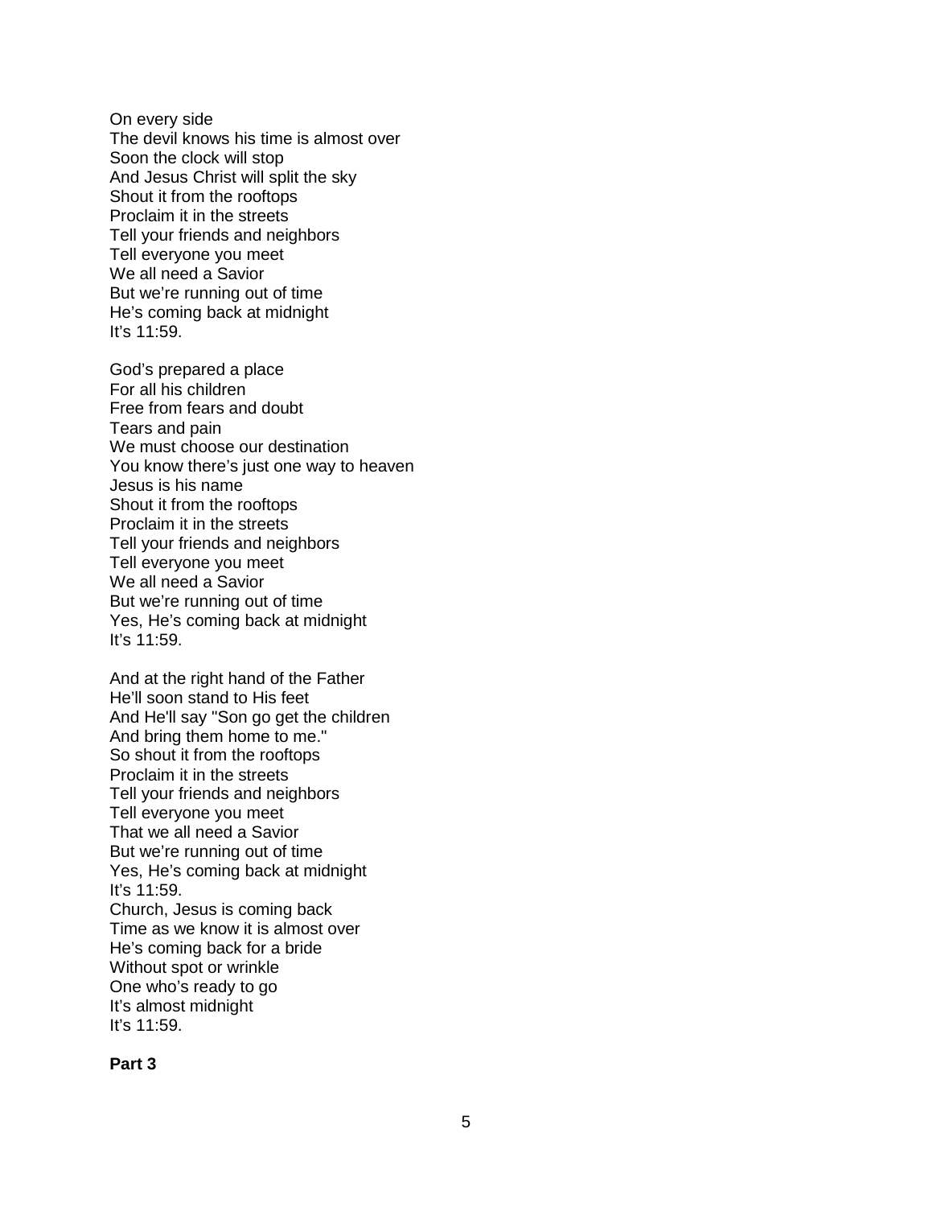On every side
The devil knows his time is almost over
Soon the clock will stop
And Jesus Christ will split the sky
Shout it from the rooftops
Proclaim it in the streets
Tell your friends and neighbors
Tell everyone you meet
We all need a Savior
But we're running out of time
He's coming back at midnight
It's 11:59.

God's prepared a place
For all his children
Free from fears and doubt
Tears and pain
We must choose our destination
You know there's just one way to heaven
Jesus is his name
Shout it from the rooftops
Proclaim it in the streets
Tell your friends and neighbors
Tell everyone you meet
We all need a Savior
But we're running out of time
Yes, He's coming back at midnight
It's 11:59.

And at the right hand of the Father
He'll soon stand to His feet
And He'll say "Son go get the children
And bring them home to me."
So shout it from the rooftops
Proclaim it in the streets
Tell your friends and neighbors
Tell everyone you meet
That we all need a Savior
But we're running out of time
Yes, He's coming back at midnight
It's 11:59.
Church, Jesus is coming back
Time as we know it is almost over
He's coming back for a bride
Without spot or wrinkle
One who's ready to go
It's almost midnight
It's 11:59.

**Part 3**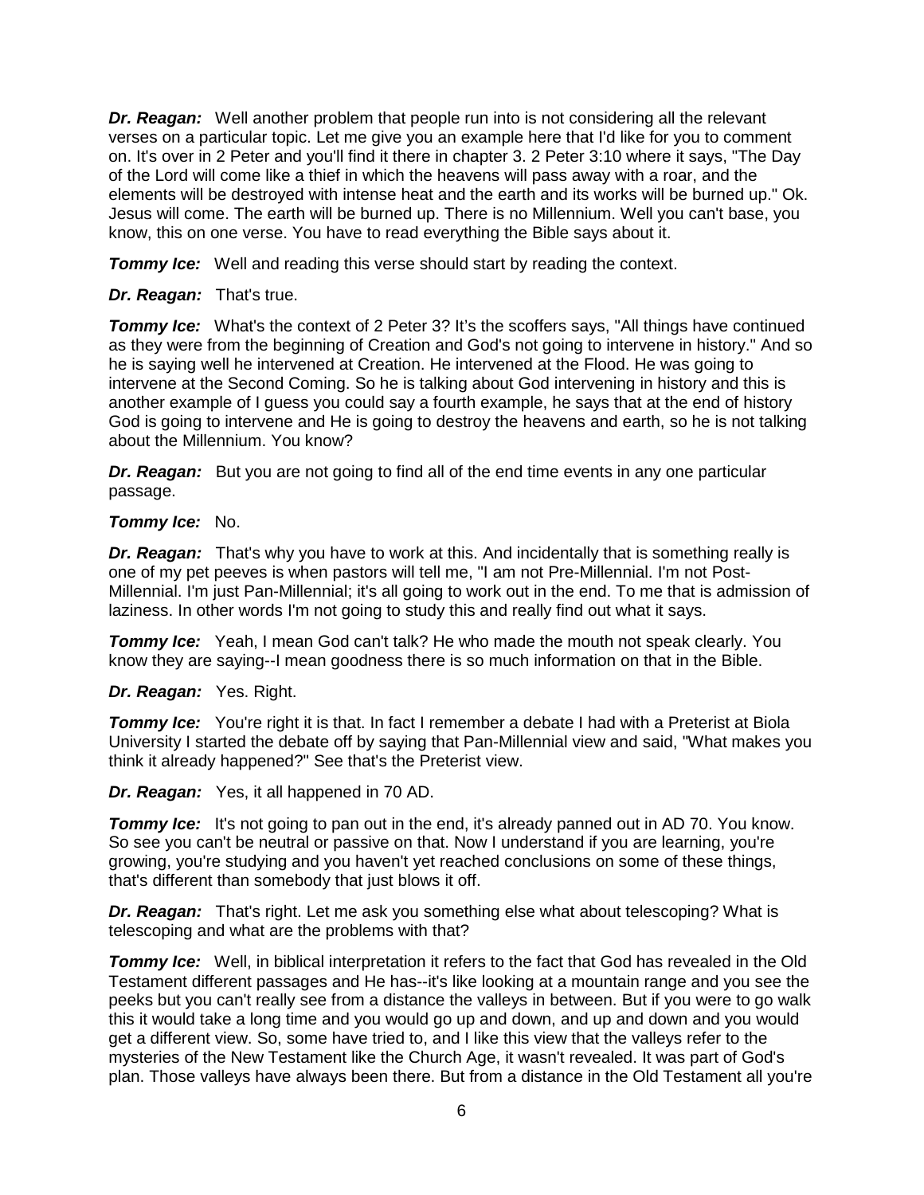***Dr. Reagan:*** Well another problem that people run into is not considering all the relevant verses on a particular topic. Let me give you an example here that I'd like for you to comment on. It's over in 2 Peter and you'll find it there in chapter 3. 2 Peter 3:10 where it says, "The Day of the Lord will come like a thief in which the heavens will pass away with a roar, and the elements will be destroyed with intense heat and the earth and its works will be burned up." Ok. Jesus will come. The earth will be burned up. There is no Millennium. Well you can't base, you know, this on one verse. You have to read everything the Bible says about it.

***Tommy Ice:*** Well and reading this verse should start by reading the context.

***Dr. Reagan:*** That's true.

***Tommy Ice:*** What's the context of 2 Peter 3? It's the scoffers says, "All things have continued as they were from the beginning of Creation and God's not going to intervene in history." And so he is saying well he intervened at Creation. He intervened at the Flood. He was going to intervene at the Second Coming. So he is talking about God intervening in history and this is another example of I guess you could say a fourth example, he says that at the end of history God is going to intervene and He is going to destroy the heavens and earth, so he is not talking about the Millennium. You know?

***Dr. Reagan:*** But you are not going to find all of the end time events in any one particular passage.

***Tommy Ice:*** No.

***Dr. Reagan:*** That's why you have to work at this. And incidentally that is something really is one of my pet peeves is when pastors will tell me, "I am not Pre-Millennial. I'm not Post-Millennial. I'm just Pan-Millennial; it's all going to work out in the end. To me that is admission of laziness. In other words I'm not going to study this and really find out what it says.

***Tommy Ice:*** Yeah, I mean God can't talk? He who made the mouth not speak clearly. You know they are saying--I mean goodness there is so much information on that in the Bible.

***Dr. Reagan:*** Yes. Right.

***Tommy Ice:*** You're right it is that. In fact I remember a debate I had with a Preterist at Biola University I started the debate off by saying that Pan-Millennial view and said, "What makes you think it already happened?" See that's the Preterist view.

***Dr. Reagan:*** Yes, it all happened in 70 AD.

***Tommy Ice:*** It's not going to pan out in the end, it's already panned out in AD 70. You know. So see you can't be neutral or passive on that. Now I understand if you are learning, you're growing, you're studying and you haven't yet reached conclusions on some of these things, that's different than somebody that just blows it off.

***Dr. Reagan:*** That's right. Let me ask you something else what about telescoping? What is telescoping and what are the problems with that?

***Tommy Ice:*** Well, in biblical interpretation it refers to the fact that God has revealed in the Old Testament different passages and He has--it's like looking at a mountain range and you see the peeks but you can't really see from a distance the valleys in between. But if you were to go walk this it would take a long time and you would go up and down, and up and down and you would get a different view. So, some have tried to, and I like this view that the valleys refer to the mysteries of the New Testament like the Church Age, it wasn't revealed. It was part of God's plan. Those valleys have always been there. But from a distance in the Old Testament all you're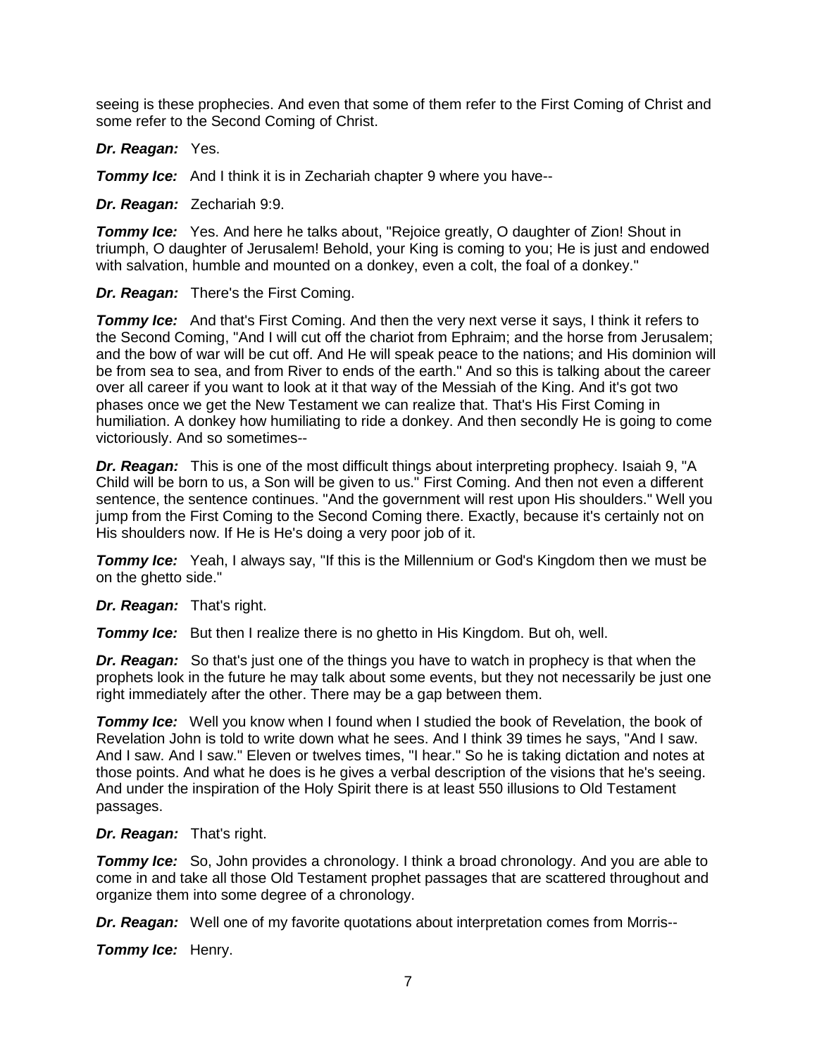seeing is these prophecies. And even that some of them refer to the First Coming of Christ and some refer to the Second Coming of Christ.

***Dr. Reagan:*** Yes.

***Tommy Ice:*** And I think it is in Zechariah chapter 9 where you have--

***Dr. Reagan:*** Zechariah 9:9.

***Tommy Ice:*** Yes. And here he talks about, "Rejoice greatly, O daughter of Zion! Shout in triumph, O daughter of Jerusalem! Behold, your King is coming to you; He is just and endowed with salvation, humble and mounted on a donkey, even a colt, the foal of a donkey."

***Dr. Reagan:*** There's the First Coming.

***Tommy Ice:*** And that's First Coming. And then the very next verse it says, I think it refers to the Second Coming, "And I will cut off the chariot from Ephraim; and the horse from Jerusalem; and the bow of war will be cut off. And He will speak peace to the nations; and His dominion will be from sea to sea, and from River to ends of the earth." And so this is talking about the career over all career if you want to look at it that way of the Messiah of the King. And it's got two phases once we get the New Testament we can realize that. That's His First Coming in humiliation. A donkey how humiliating to ride a donkey. And then secondly He is going to come victoriously. And so sometimes--

***Dr. Reagan:*** This is one of the most difficult things about interpreting prophecy. Isaiah 9, "A Child will be born to us, a Son will be given to us." First Coming. And then not even a different sentence, the sentence continues. "And the government will rest upon His shoulders." Well you jump from the First Coming to the Second Coming there. Exactly, because it's certainly not on His shoulders now. If He is He's doing a very poor job of it.

***Tommy Ice:*** Yeah, I always say, "If this is the Millennium or God's Kingdom then we must be on the ghetto side."

***Dr. Reagan:*** That's right.

***Tommy Ice:*** But then I realize there is no ghetto in His Kingdom. But oh, well.

***Dr. Reagan:*** So that's just one of the things you have to watch in prophecy is that when the prophets look in the future he may talk about some events, but they not necessarily be just one right immediately after the other. There may be a gap between them.

***Tommy Ice:*** Well you know when I found when I studied the book of Revelation, the book of Revelation John is told to write down what he sees. And I think 39 times he says, "And I saw. And I saw. And I saw." Eleven or twelves times, "I hear." So he is taking dictation and notes at those points. And what he does is he gives a verbal description of the visions that he's seeing. And under the inspiration of the Holy Spirit there is at least 550 illusions to Old Testament passages.

***Dr. Reagan:*** That's right.

***Tommy Ice:*** So, John provides a chronology. I think a broad chronology. And you are able to come in and take all those Old Testament prophet passages that are scattered throughout and organize them into some degree of a chronology.

***Dr. Reagan:*** Well one of my favorite quotations about interpretation comes from Morris--

***Tommy Ice:*** Henry.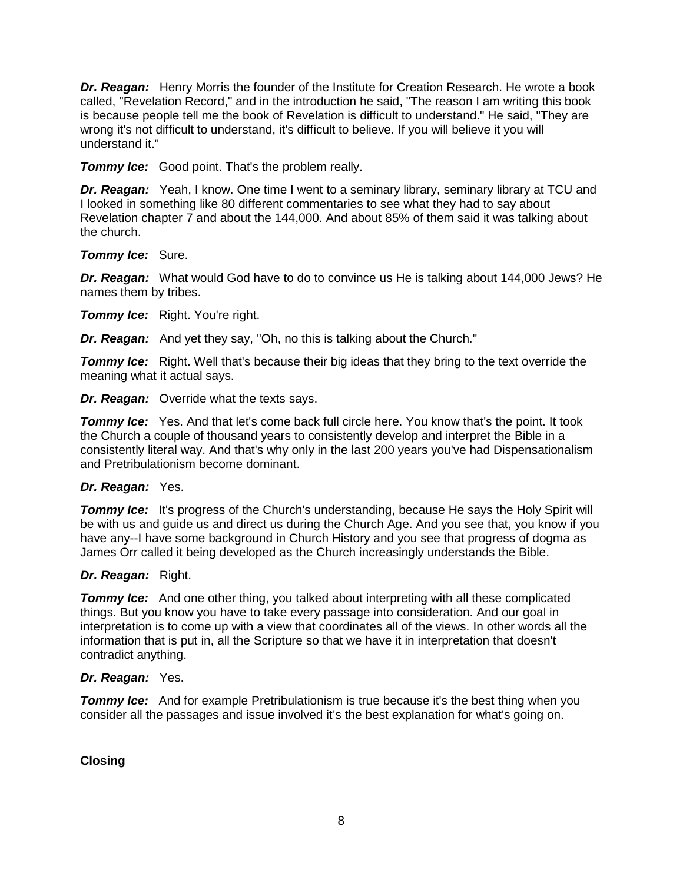***Dr. Reagan:*** Henry Morris the founder of the Institute for Creation Research. He wrote a book called, "Revelation Record," and in the introduction he said, "The reason I am writing this book is because people tell me the book of Revelation is difficult to understand." He said, "They are wrong it's not difficult to understand, it's difficult to believe. If you will believe it you will understand it."

***Tommy Ice:*** Good point. That's the problem really.

***Dr. Reagan:*** Yeah, I know. One time I went to a seminary library, seminary library at TCU and I looked in something like 80 different commentaries to see what they had to say about Revelation chapter 7 and about the 144,000. And about 85% of them said it was talking about the church.

***Tommy Ice:*** Sure.

***Dr. Reagan:*** What would God have to do to convince us He is talking about 144,000 Jews? He names them by tribes.

***Tommy Ice:*** Right. You're right.

***Dr. Reagan:*** And yet they say, "Oh, no this is talking about the Church."

***Tommy Ice:*** Right. Well that's because their big ideas that they bring to the text override the meaning what it actual says.

***Dr. Reagan:*** Override what the texts says.

***Tommy Ice:*** Yes. And that let's come back full circle here. You know that's the point. It took the Church a couple of thousand years to consistently develop and interpret the Bible in a consistently literal way. And that's why only in the last 200 years you've had Dispensationalism and Pretribulationism become dominant.

***Dr. Reagan:*** Yes.

***Tommy Ice:*** It's progress of the Church's understanding, because He says the Holy Spirit will be with us and guide us and direct us during the Church Age. And you see that, you know if you have any--I have some background in Church History and you see that progress of dogma as James Orr called it being developed as the Church increasingly understands the Bible.

***Dr. Reagan:*** Right.

***Tommy Ice:*** And one other thing, you talked about interpreting with all these complicated things. But you know you have to take every passage into consideration. And our goal in interpretation is to come up with a view that coordinates all of the views. In other words all the information that is put in, all the Scripture so that we have it in interpretation that doesn't contradict anything.

***Dr. Reagan:*** Yes.

***Tommy Ice:*** And for example Pretribulationism is true because it's the best thing when you consider all the passages and issue involved it's the best explanation for what's going on.

**Closing**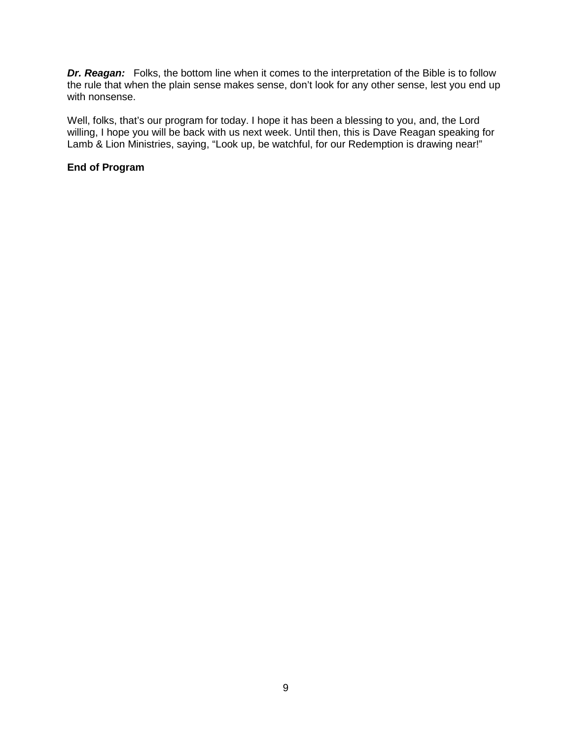***Dr. Reagan:*** Folks, the bottom line when it comes to the interpretation of the Bible is to follow the rule that when the plain sense makes sense, don't look for any other sense, lest you end up with nonsense.

Well, folks, that's our program for today. I hope it has been a blessing to you, and, the Lord willing, I hope you will be back with us next week. Until then, this is Dave Reagan speaking for Lamb & Lion Ministries, saying, "Look up, be watchful, for our Redemption is drawing near!"

**End of Program**